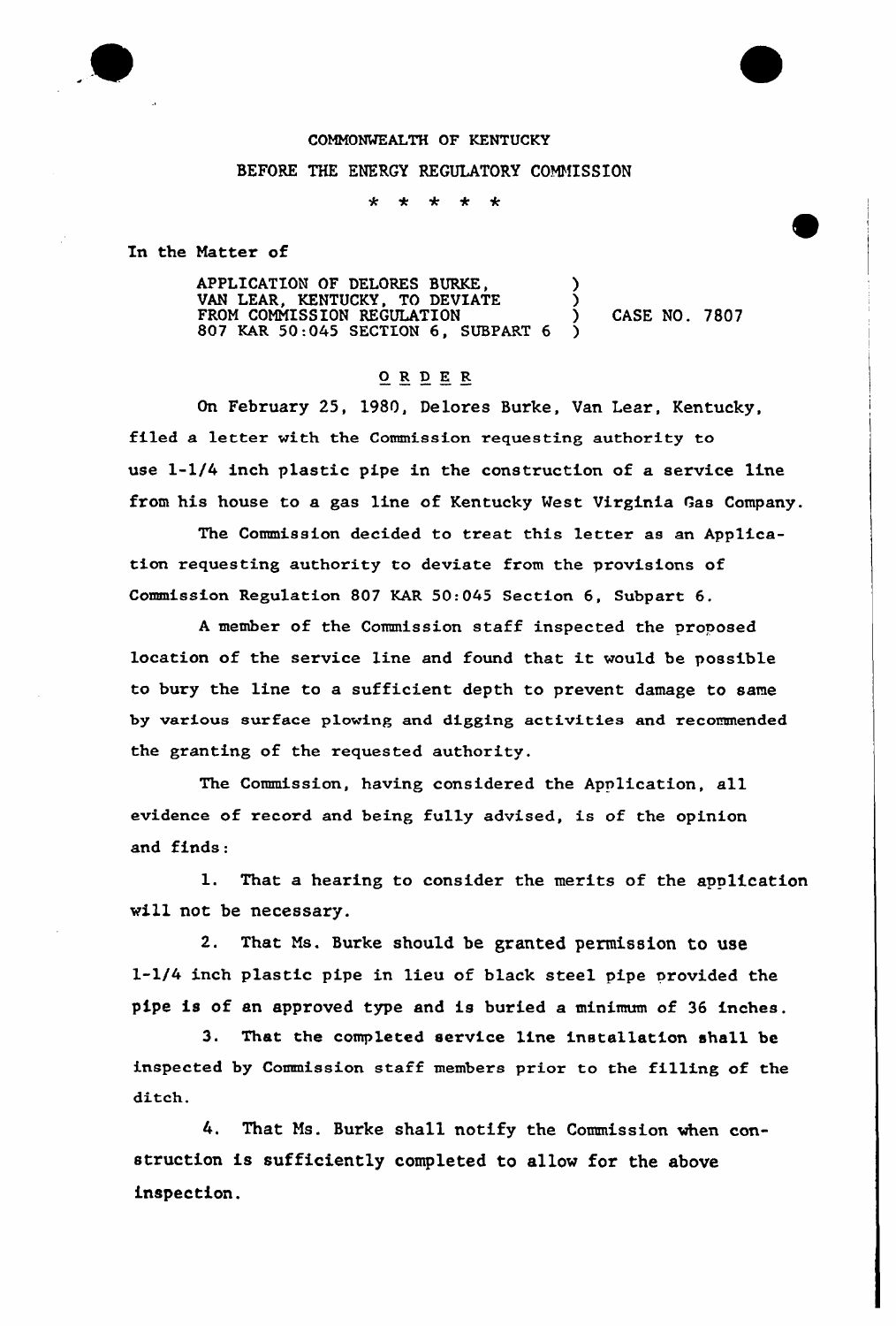COMMONWEALTH OF KENTUCKY

BEFORE THE ENERGY REGULATORY COMMISSION

\* \* \* \* \*

In the Matter of

APPLICATION OF DELORES BURKE, VAN LEAR, KENTUCKY, TO DEVIATE FROM COMMISSION REGULATION 807 KAR 50:045 SECTION 6, SUBPART 6 ) CASE NO. 7807

## O R D E R

On February 25, 1980, Delores Burke, Van Lear, Kentucky, filed a letter with the Commission requesting authority to use 1-1/4 inch plastic pipe in the construction of a service line from his house to a gas line of Kentucky West Virginia Gas Company.

The Commission decided to treat this letter as an Application requesting authority to deviate from the provisions of Commission Regulation 807 KAR 50:045 Section 6, Subpart 6.

A member of the Commission staff inspected the proposed location of the service line and found that it would be possible to bury the line to a sufficient depth to prevent damage to same by various surface plowing and digging activities and recommended the granting of the requested authority.

The Commission, having considered the Application, all evidence of record and being fully advised, is of the opinion and finds:

1. That a hearing to consider the merits of the application will not be necessary.

2. That Ms. Burke should be granted permission to use 1-1/4 inch plastic pipe in lieu of black steel pipe provided the pipe is of an approved type and is buried a minimum of 36 inches.

3. That the completed service line installation shall be inspected by Commission staff members prior to the filling of the ditch.

4. That Ms. Burke shall notify the Commission when construction is sufficiently completed to allow for the above inspection.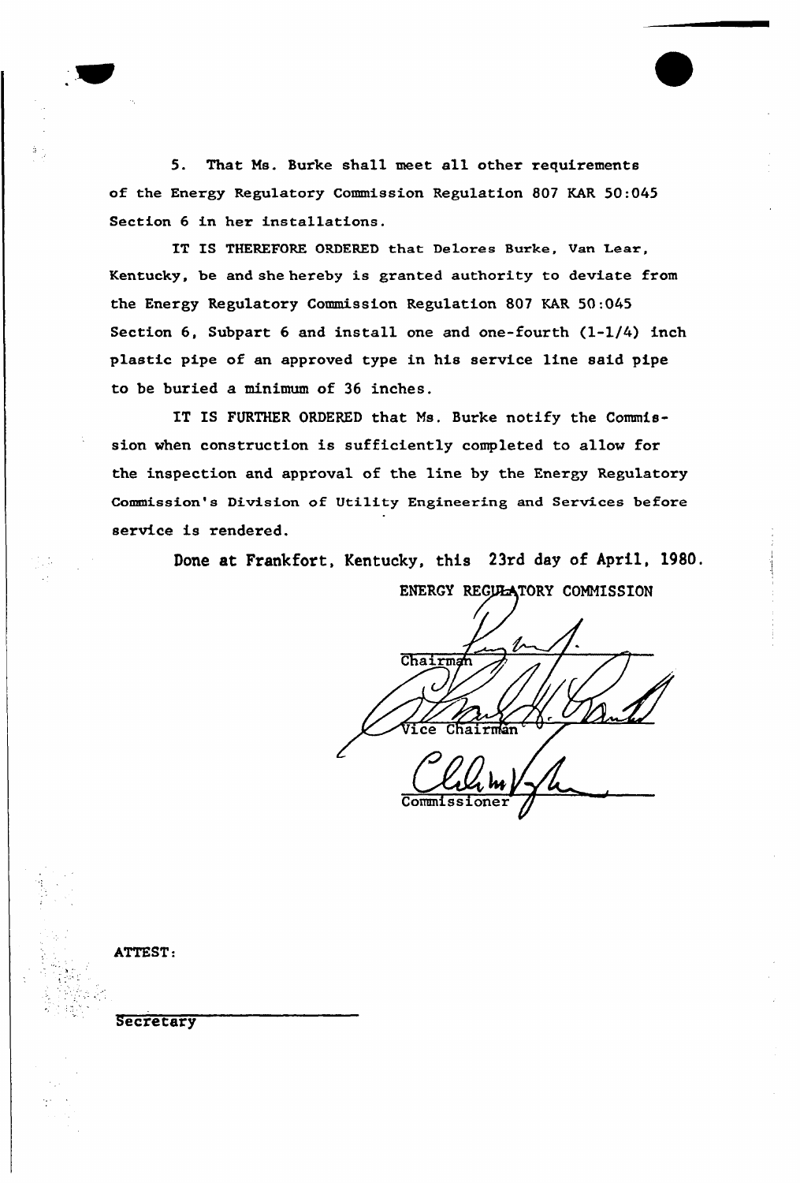5. That Ms. Burke shall meet all other requirements of the Energy Regulatory Commission Regulation 807 KAR 50:045 Section 6 in her installations.

IT IS THEREFORE ORDERED that Delores Burke, Van Lear, Kentucky, be and she hereby is granted authority to deviate from the Energy Regulatory Commission Regulation 807 KAR 50:045 Section 6, Subpart 6 and install one and one-fourth (1-1/4) inch plastic pipe of an approved type in his service line said pipe to be buried a minimum of 36 inches.

IT IS FURTHER ORDERED that Ms. Burke notify the Commission when construction is sufficiently completed to allow for the inspection and approval of the line by the Energy Regulatory Commission's Division of Utility Engineering and Services before service is rendered.

Done at Frankfort, Kentucky, this 23rd day of April, 1980.

ENERGY REGULATORY COMMISSION

Chairman

Vice Chairman

Commissioner

ATTEST:

Secretary